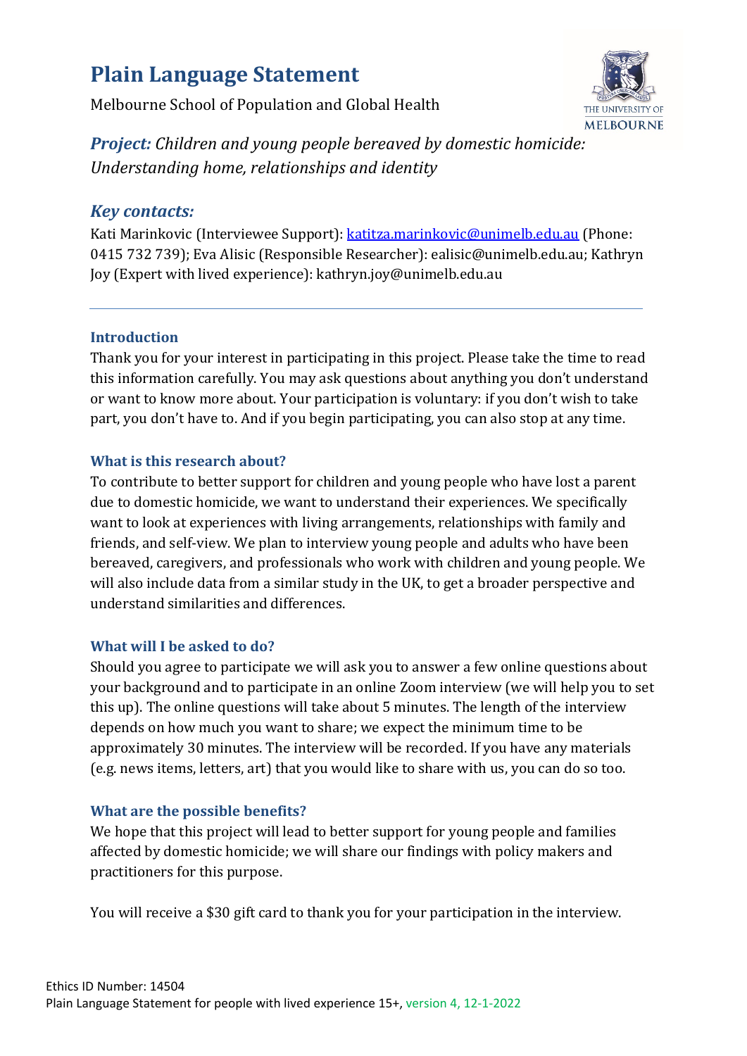# Plain Language Statement

Melbourne School of Population and Global Health

***Project:*** *Children and young people bereaved by domestic homicide: Understanding home, relationships and identity*

## *Key contacts:*

Kati Marinkovic (Interviewee Support): katitza.marinkovic@unimelb.edu.au (Phone: 0415 732 739); Eva Alisic (Responsible Researcher): ealisic@unimelb.edu.au; Kathryn Joy (Expert with lived experience): kathryn.joy@unimelb.edu.au

---

### Introduction

Thank you for your interest in participating in this project. Please take the time to read this information carefully. You may ask questions about anything you don't understand or want to know more about. Your participation is voluntary: if you don't wish to take part, you don't have to. And if you begin participating, you can also stop at any time.

### What is this research about?

To contribute to better support for children and young people who have lost a parent due to domestic homicide, we want to understand their experiences. We specifically want to look at experiences with living arrangements, relationships with family and friends, and self-view. We plan to interview young people and adults who have been bereaved, caregivers, and professionals who work with children and young people. We will also include data from a similar study in the UK, to get a broader perspective and understand similarities and differences.

### What will I be asked to do?

Should you agree to participate we will ask you to answer a few online questions about your background and to participate in an online Zoom interview (we will help you to set this up). The online questions will take about 5 minutes. The length of the interview depends on how much you want to share; we expect the minimum time to be approximately 30 minutes. The interview will be recorded. If you have any materials (e.g. news items, letters, art) that you would like to share with us, you can do so too.

### What are the possible benefits?

We hope that this project will lead to better support for young people and families affected by domestic homicide; we will share our findings with policy makers and practitioners for this purpose.

You will receive a $30 gift card to thank you for your participation in the interview.

Ethics ID Number: 14504
Plain Language Statement for people with lived experience 15+, version 4, 12-1-2022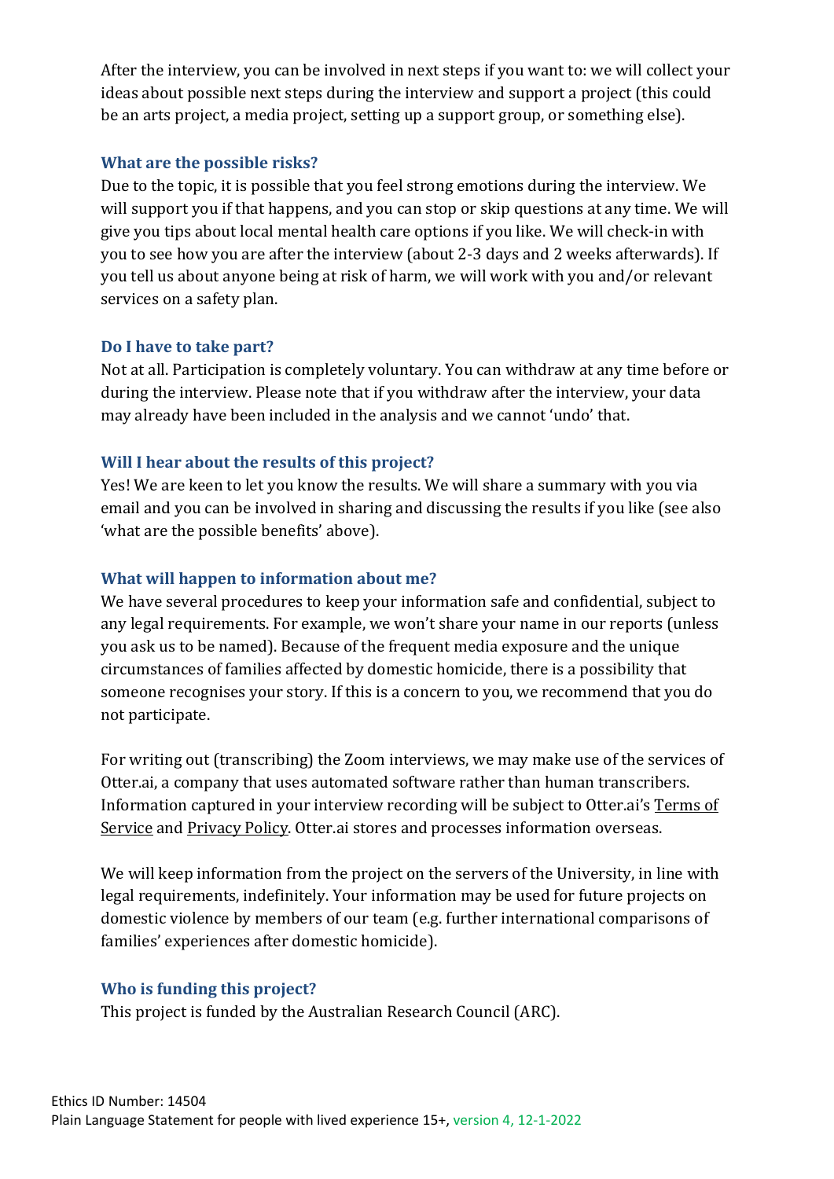After the interview, you can be involved in next steps if you want to: we will collect your ideas about possible next steps during the interview and support a project (this could be an arts project, a media project, setting up a support group, or something else).

### What are the possible risks?

Due to the topic, it is possible that you feel strong emotions during the interview. We will support you if that happens, and you can stop or skip questions at any time. We will give you tips about local mental health care options if you like. We will check-in with you to see how you are after the interview (about 2-3 days and 2 weeks afterwards). If you tell us about anyone being at risk of harm, we will work with you and/or relevant services on a safety plan.

### Do I have to take part?

Not at all. Participation is completely voluntary. You can withdraw at any time before or during the interview. Please note that if you withdraw after the interview, your data may already have been included in the analysis and we cannot 'undo' that.

### Will I hear about the results of this project?

Yes! We are keen to let you know the results. We will share a summary with you via email and you can be involved in sharing and discussing the results if you like (see also 'what are the possible benefits' above).

### What will happen to information about me?

We have several procedures to keep your information safe and confidential, subject to any legal requirements. For example, we won't share your name in our reports (unless you ask us to be named). Because of the frequent media exposure and the unique circumstances of families affected by domestic homicide, there is a possibility that someone recognises your story. If this is a concern to you, we recommend that you do not participate.

For writing out (transcribing) the Zoom interviews, we may make use of the services of Otter.ai, a company that uses automated software rather than human transcribers. Information captured in your interview recording will be subject to Otter.ai's Terms of Service and Privacy Policy. Otter.ai stores and processes information overseas.

We will keep information from the project on the servers of the University, in line with legal requirements, indefinitely. Your information may be used for future projects on domestic violence by members of our team (e.g. further international comparisons of families' experiences after domestic homicide).

### Who is funding this project?

This project is funded by the Australian Research Council (ARC).

Ethics ID Number: 14504
Plain Language Statement for people with lived experience 15+, version 4, 12-1-2022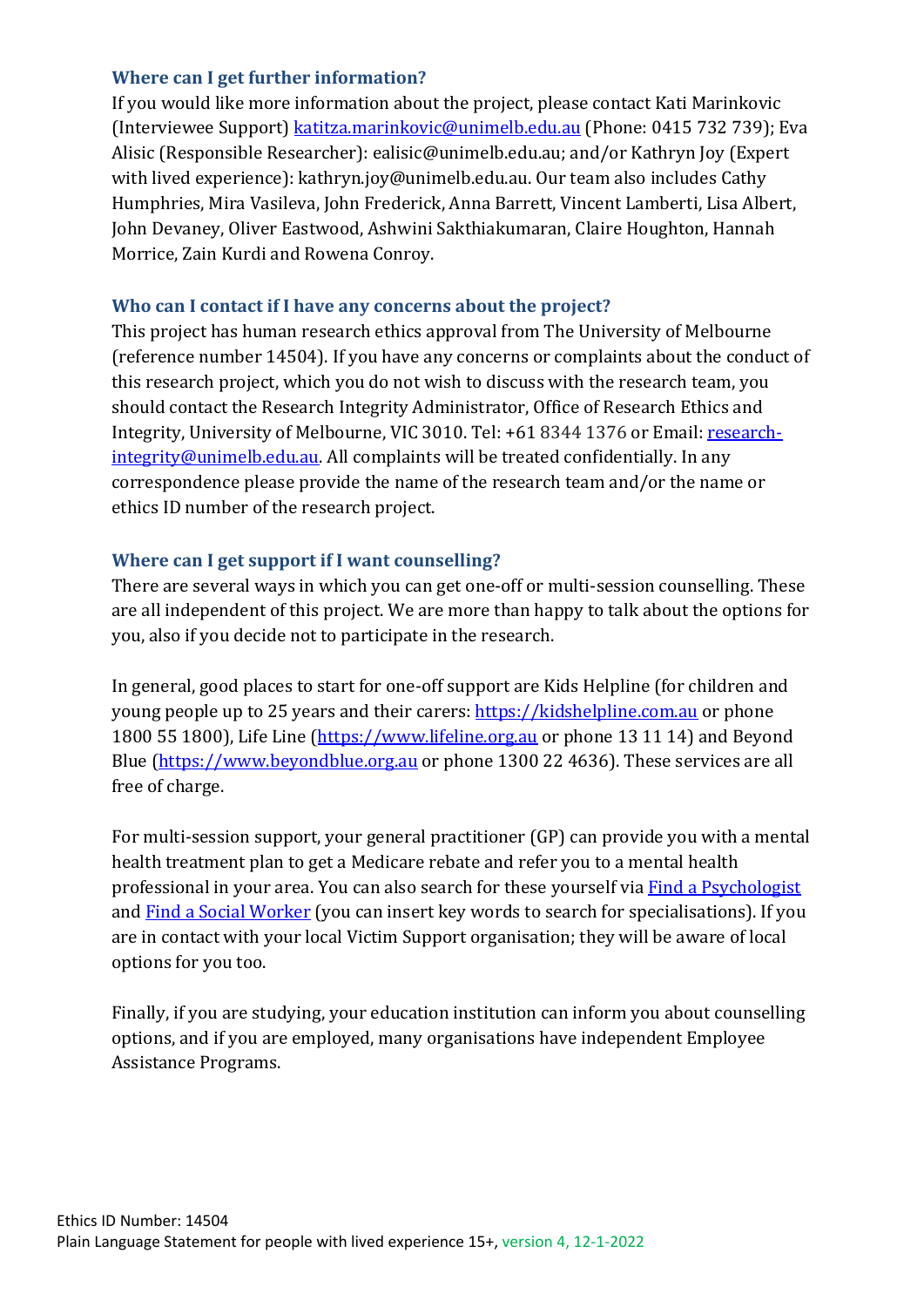### Where can I get further information?

If you would like more information about the project, please contact Kati Marinkovic (Interviewee Support) katitza.marinkovic@unimelb.edu.au (Phone: 0415 732 739); Eva Alisic (Responsible Researcher): ealisic@unimelb.edu.au; and/or Kathryn Joy (Expert with lived experience): kathryn.joy@unimelb.edu.au. Our team also includes Cathy Humphries, Mira Vasileva, John Frederick, Anna Barrett, Vincent Lamberti, Lisa Albert, John Devaney, Oliver Eastwood, Ashwini Sakthiakumaran, Claire Houghton, Hannah Morrice, Zain Kurdi and Rowena Conroy.

### Who can I contact if I have any concerns about the project?

This project has human research ethics approval from The University of Melbourne (reference number 14504). If you have any concerns or complaints about the conduct of this research project, which you do not wish to discuss with the research team, you should contact the Research Integrity Administrator, Office of Research Ethics and Integrity, University of Melbourne, VIC 3010. Tel: +61 8344 1376 or Email: research-integrity@unimelb.edu.au. All complaints will be treated confidentially. In any correspondence please provide the name of the research team and/or the name or ethics ID number of the research project.

### Where can I get support if I want counselling?

There are several ways in which you can get one-off or multi-session counselling. These are all independent of this project. We are more than happy to talk about the options for you, also if you decide not to participate in the research.

In general, good places to start for one-off support are Kids Helpline (for children and young people up to 25 years and their carers: https://kidshelpline.com.au or phone 1800 55 1800), Life Line (https://www.lifeline.org.au or phone 13 11 14) and Beyond Blue (https://www.beyondblue.org.au or phone 1300 22 4636). These services are all free of charge.

For multi-session support, your general practitioner (GP) can provide you with a mental health treatment plan to get a Medicare rebate and refer you to a mental health professional in your area. You can also search for these yourself via Find a Psychologist and Find a Social Worker (you can insert key words to search for specialisations). If you are in contact with your local Victim Support organisation; they will be aware of local options for you too.

Finally, if you are studying, your education institution can inform you about counselling options, and if you are employed, many organisations have independent Employee Assistance Programs.